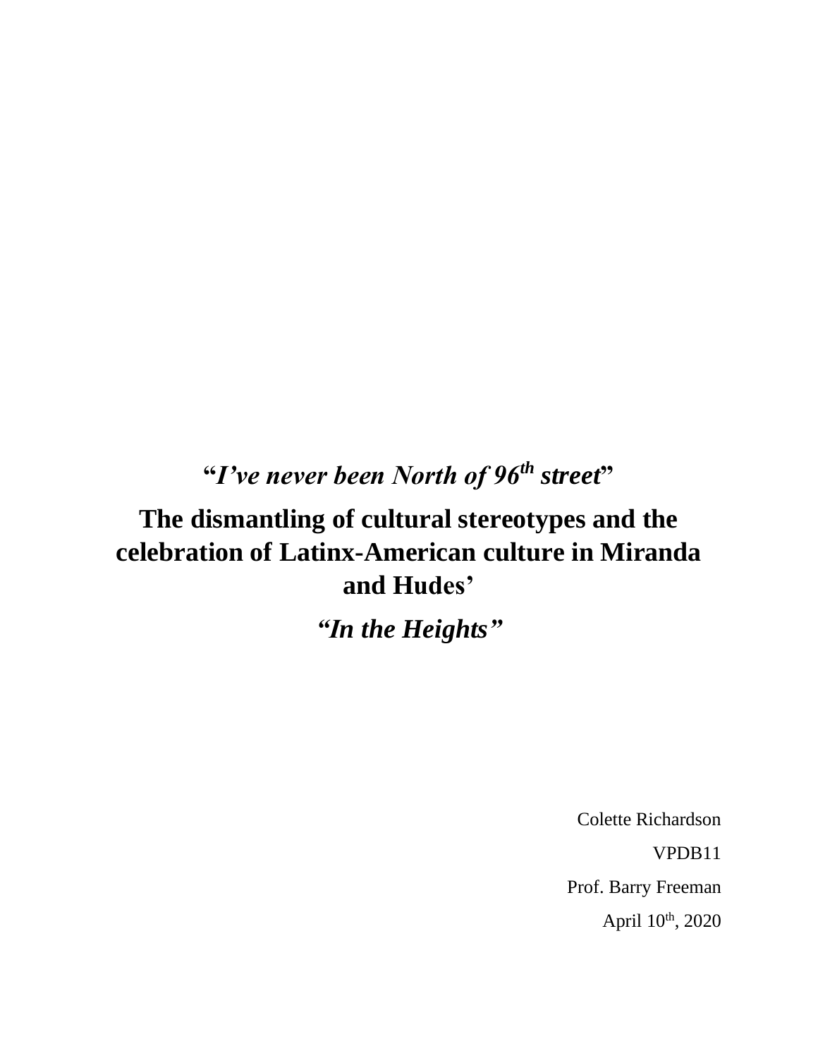# "*I've never been North of 96th street*"

# The dismantling of cultural stereotypes and the celebration of Latinx-American culture in Miranda and Hudes'

# *"In the Heights"*

Colette Richardson

VPDB11

Prof. Barry Freeman

April 10th, 2020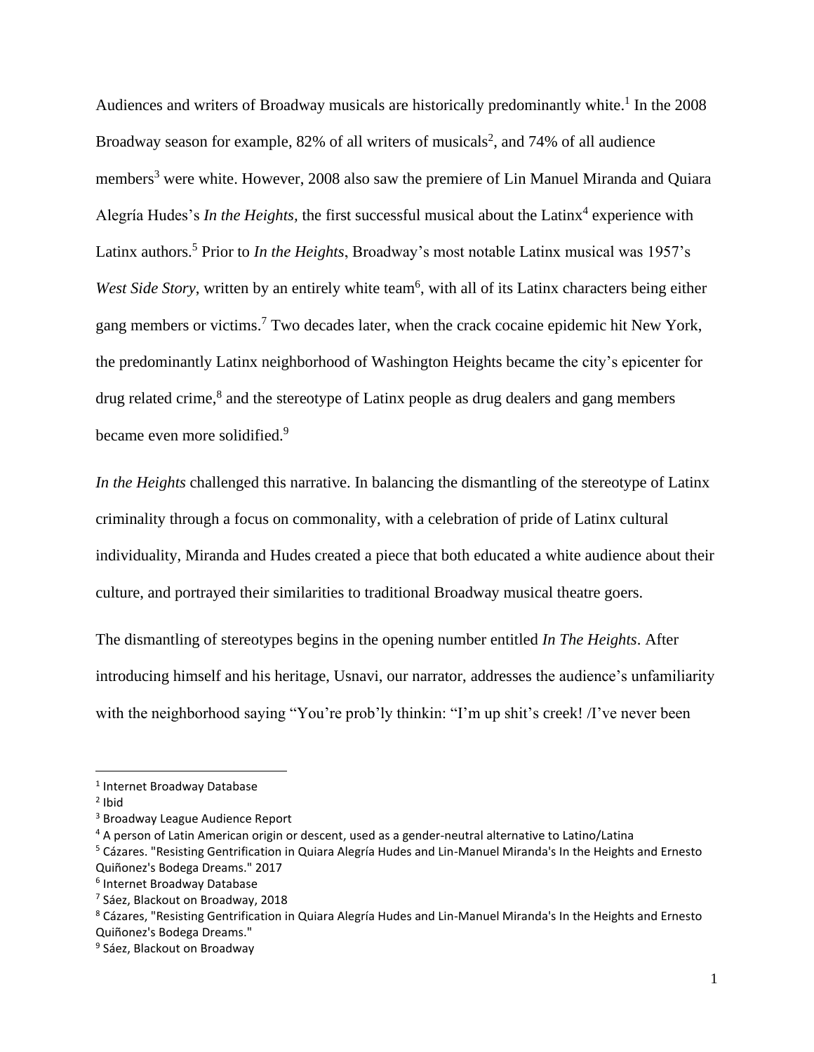Audiences and writers of Broadway musicals are historically predominantly white.[1] In the 2008 Broadway season for example, 82% of all writers of musicals[2], and 74% of all audience members[3] were white. However, 2008 also saw the premiere of Lin Manuel Miranda and Quiara Alegría Hudes's *In the Heights,* the first successful musical about the Latinx[4] experience with Latinx authors.[5] Prior to *In the Heights*, Broadway's most notable Latinx musical was 1957's *West Side Story*, written by an entirely white team[6], with all of its Latinx characters being either gang members or victims.[7] Two decades later, when the crack cocaine epidemic hit New York, the predominantly Latinx neighborhood of Washington Heights became the city's epicenter for drug related crime,[8] and the stereotype of Latinx people as drug dealers and gang members became even more solidified.[9]

*In the Heights* challenged this narrative. In balancing the dismantling of the stereotype of Latinx criminality through a focus on commonality, with a celebration of pride of Latinx cultural individuality, Miranda and Hudes created a piece that both educated a white audience about their culture, and portrayed their similarities to traditional Broadway musical theatre goers.

The dismantling of stereotypes begins in the opening number entitled *In The Heights*. After introducing himself and his heritage, Usnavi, our narrator, addresses the audience's unfamiliarity with the neighborhood saying "You're prob'ly thinkin: "I'm up shit's creek! /I've never been

---

[1] Internet Broadway Database

[2] Ibid

[3] Broadway League Audience Report

[4] A person of Latin American origin or descent, used as a gender-neutral alternative to Latino/Latina

[5] Cázares. "Resisting Gentrification in Quiara Alegría Hudes and Lin-Manuel Miranda's In the Heights and Ernesto Quiñonez's Bodega Dreams." 2017

[6] Internet Broadway Database

[7] Sáez, Blackout on Broadway, 2018

[8] Cázares, "Resisting Gentrification in Quiara Alegría Hudes and Lin-Manuel Miranda's In the Heights and Ernesto Quiñonez's Bodega Dreams."

[9] Sáez, Blackout on Broadway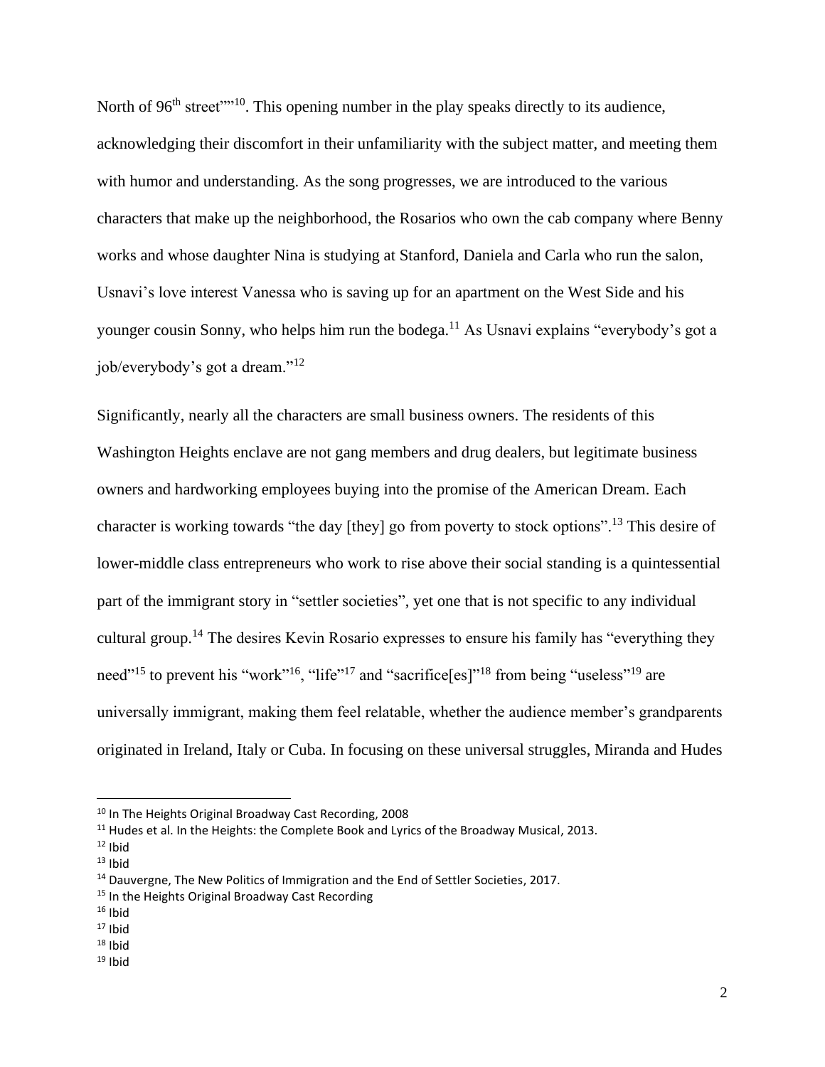North of 96th street""[10]. This opening number in the play speaks directly to its audience, acknowledging their discomfort in their unfamiliarity with the subject matter, and meeting them with humor and understanding. As the song progresses, we are introduced to the various characters that make up the neighborhood, the Rosarios who own the cab company where Benny works and whose daughter Nina is studying at Stanford, Daniela and Carla who run the salon, Usnavi's love interest Vanessa who is saving up for an apartment on the West Side and his younger cousin Sonny, who helps him run the bodega.[11] As Usnavi explains "everybody's got a job/everybody's got a dream."[12]

Significantly, nearly all the characters are small business owners. The residents of this Washington Heights enclave are not gang members and drug dealers, but legitimate business owners and hardworking employees buying into the promise of the American Dream. Each character is working towards "the day [they] go from poverty to stock options".[13] This desire of lower-middle class entrepreneurs who work to rise above their social standing is a quintessential part of the immigrant story in "settler societies", yet one that is not specific to any individual cultural group.[14] The desires Kevin Rosario expresses to ensure his family has "everything they need"[15] to prevent his "work"[16], "life"[17] and "sacrifice[es]"[18] from being "useless"[19] are universally immigrant, making them feel relatable, whether the audience member's grandparents originated in Ireland, Italy or Cuba. In focusing on these universal struggles, Miranda and Hudes

---

[10] In The Heights Original Broadway Cast Recording, 2008

[11] Hudes et al. In the Heights: the Complete Book and Lyrics of the Broadway Musical, 2013.

[12] Ibid

[13] Ibid

[14] Dauvergne, The New Politics of Immigration and the End of Settler Societies, 2017.

[15] In the Heights Original Broadway Cast Recording

[16] Ibid

[17] Ibid

[18] Ibid

[19] Ibid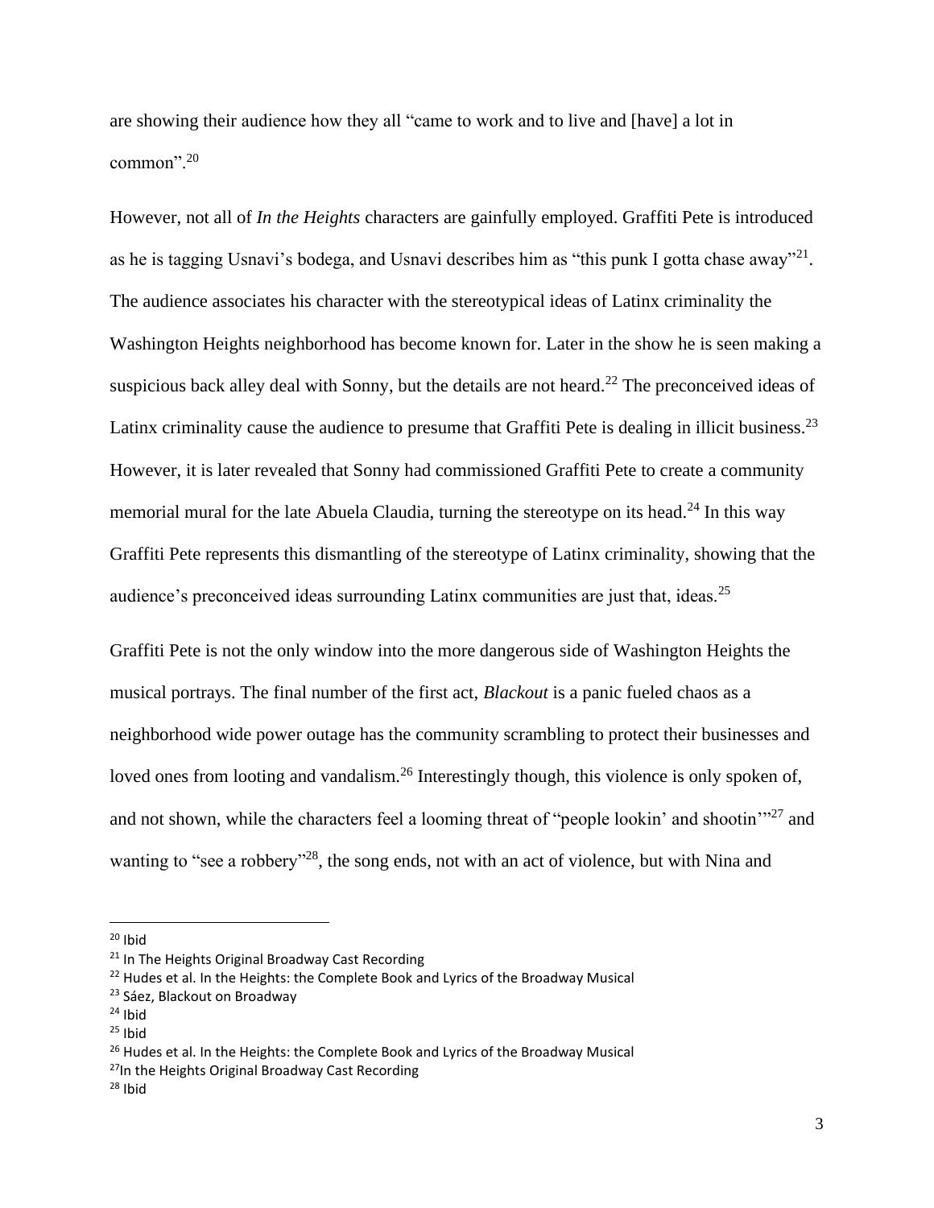are showing their audience how they all "came to work and to live and [have] a lot in common".[20]

However, not all of *In the Heights* characters are gainfully employed. Graffiti Pete is introduced as he is tagging Usnavi's bodega, and Usnavi describes him as "this punk I gotta chase away"[21]. The audience associates his character with the stereotypical ideas of Latinx criminality the Washington Heights neighborhood has become known for. Later in the show he is seen making a suspicious back alley deal with Sonny, but the details are not heard.[22] The preconceived ideas of Latinx criminality cause the audience to presume that Graffiti Pete is dealing in illicit business.[23] However, it is later revealed that Sonny had commissioned Graffiti Pete to create a community memorial mural for the late Abuela Claudia, turning the stereotype on its head.[24] In this way Graffiti Pete represents this dismantling of the stereotype of Latinx criminality, showing that the audience's preconceived ideas surrounding Latinx communities are just that, ideas.[25]

Graffiti Pete is not the only window into the more dangerous side of Washington Heights the musical portrays. The final number of the first act, *Blackout* is a panic fueled chaos as a neighborhood wide power outage has the community scrambling to protect their businesses and loved ones from looting and vandalism.[26] Interestingly though, this violence is only spoken of, and not shown, while the characters feel a looming threat of "people lookin' and shootin'"[27] and wanting to "see a robbery"[28], the song ends, not with an act of violence, but with Nina and

---

[20] Ibid

[21] In The Heights Original Broadway Cast Recording

[22] Hudes et al. In the Heights: the Complete Book and Lyrics of the Broadway Musical

[23] Sáez, Blackout on Broadway

[24] Ibid

[25] Ibid

[26] Hudes et al. In the Heights: the Complete Book and Lyrics of the Broadway Musical

[27] In the Heights Original Broadway Cast Recording

[28] Ibid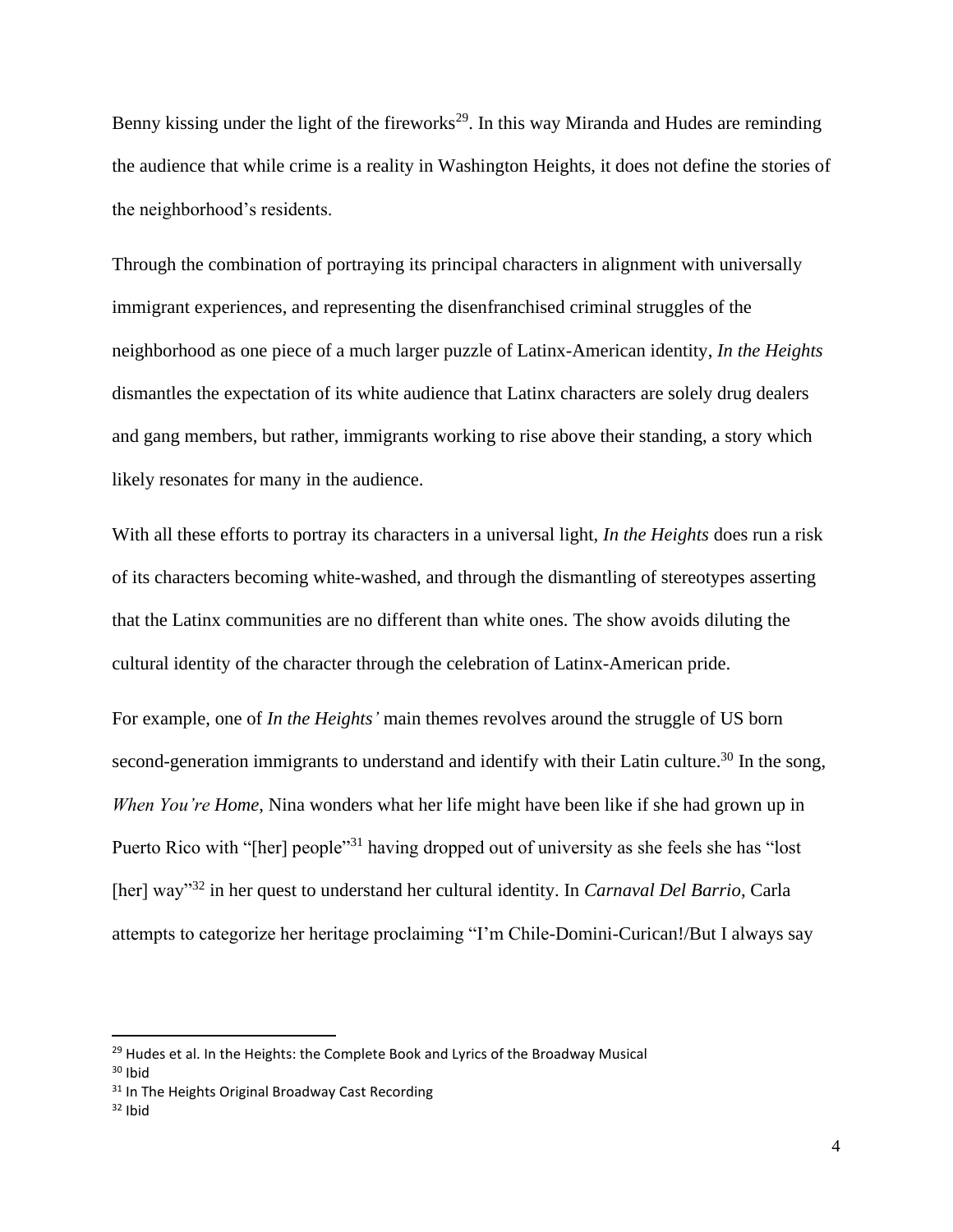Benny kissing under the light of the fireworks[29]. In this way Miranda and Hudes are reminding the audience that while crime is a reality in Washington Heights, it does not define the stories of the neighborhood's residents.

Through the combination of portraying its principal characters in alignment with universally immigrant experiences, and representing the disenfranchised criminal struggles of the neighborhood as one piece of a much larger puzzle of Latinx-American identity, *In the Heights* dismantles the expectation of its white audience that Latinx characters are solely drug dealers and gang members, but rather, immigrants working to rise above their standing, a story which likely resonates for many in the audience.

With all these efforts to portray its characters in a universal light, *In the Heights* does run a risk of its characters becoming white-washed, and through the dismantling of stereotypes asserting that the Latinx communities are no different than white ones. The show avoids diluting the cultural identity of the character through the celebration of Latinx-American pride.

For example, one of *In the Heights'* main themes revolves around the struggle of US born second-generation immigrants to understand and identify with their Latin culture.[30] In the song, *When You're Home*, Nina wonders what her life might have been like if she had grown up in Puerto Rico with "[her] people"[31] having dropped out of university as she feels she has "lost [her] way"[32] in her quest to understand her cultural identity. In *Carnaval Del Barrio*, Carla attempts to categorize her heritage proclaiming "I'm Chile-Domini-Curican!/But I always say

---

[29] Hudes et al. In the Heights: the Complete Book and Lyrics of the Broadway Musical

[30] Ibid

[31] In The Heights Original Broadway Cast Recording

[32] Ibid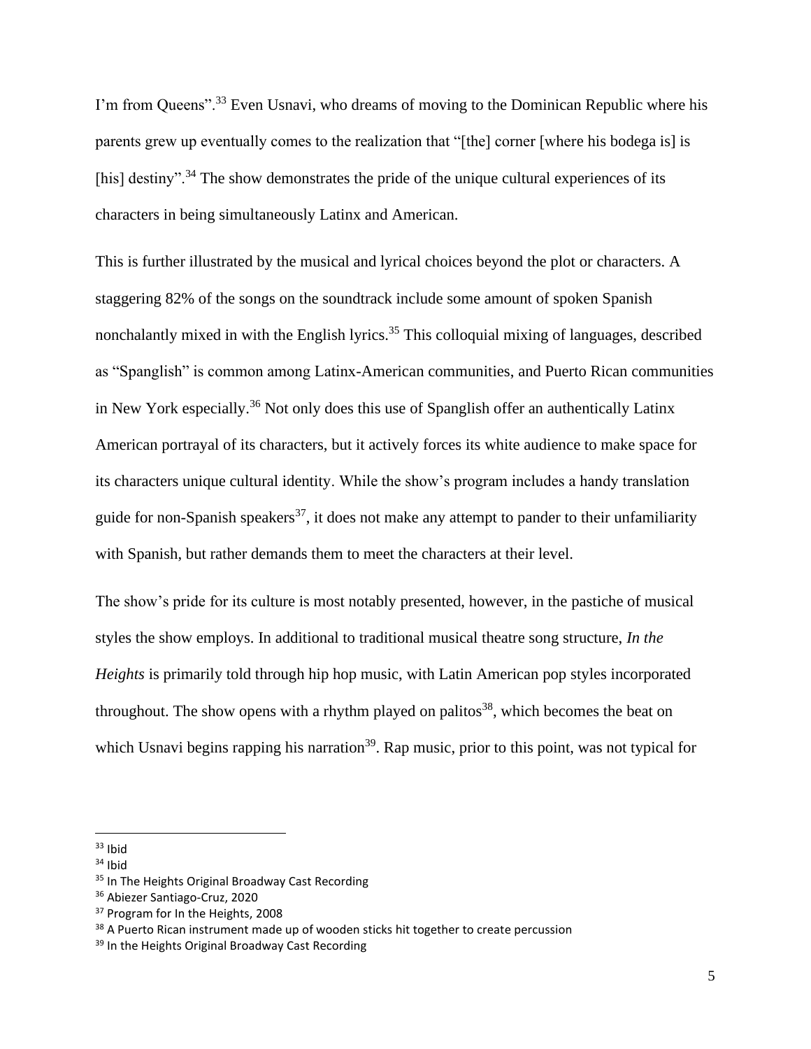I'm from Queens".[33] Even Usnavi, who dreams of moving to the Dominican Republic where his parents grew up eventually comes to the realization that "[the] corner [where his bodega is] is [his] destiny".[34] The show demonstrates the pride of the unique cultural experiences of its characters in being simultaneously Latinx and American.

This is further illustrated by the musical and lyrical choices beyond the plot or characters. A staggering 82% of the songs on the soundtrack include some amount of spoken Spanish nonchalantly mixed in with the English lyrics.[35] This colloquial mixing of languages, described as "Spanglish" is common among Latinx-American communities, and Puerto Rican communities in New York especially.[36] Not only does this use of Spanglish offer an authentically Latinx American portrayal of its characters, but it actively forces its white audience to make space for its characters unique cultural identity. While the show's program includes a handy translation guide for non-Spanish speakers[37], it does not make any attempt to pander to their unfamiliarity with Spanish, but rather demands them to meet the characters at their level.

The show's pride for its culture is most notably presented, however, in the pastiche of musical styles the show employs. In additional to traditional musical theatre song structure, *In the Heights* is primarily told through hip hop music, with Latin American pop styles incorporated throughout. The show opens with a rhythm played on palitos[38], which becomes the beat on which Usnavi begins rapping his narration[39]. Rap music, prior to this point, was not typical for

---

[33] Ibid

[34] Ibid

[35] In The Heights Original Broadway Cast Recording

[36] Abiezer Santiago-Cruz, 2020

[37] Program for In the Heights, 2008

[38] A Puerto Rican instrument made up of wooden sticks hit together to create percussion

[39] In the Heights Original Broadway Cast Recording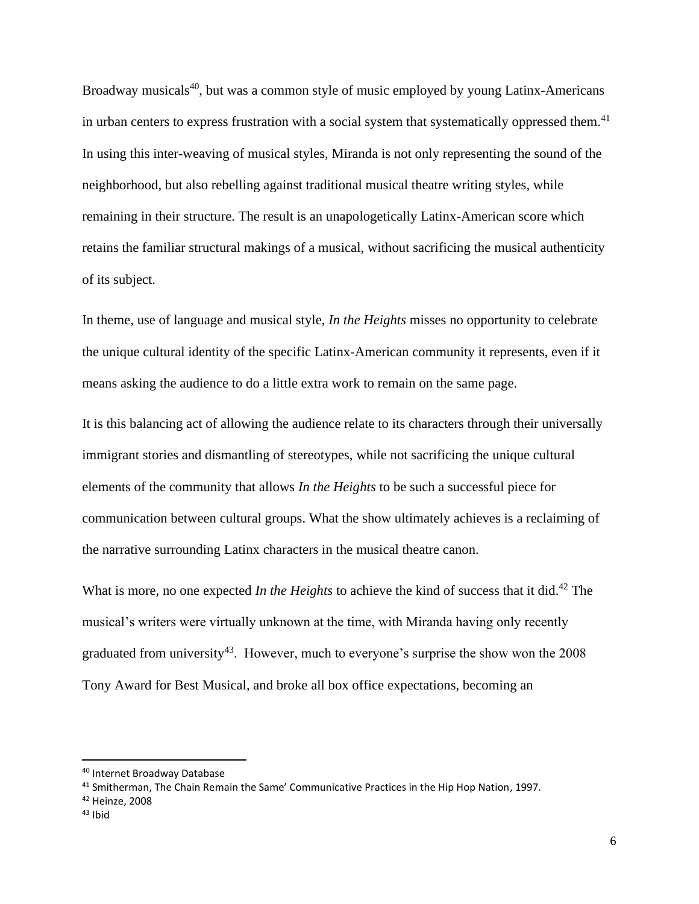Broadway musicals[40], but was a common style of music employed by young Latinx-Americans in urban centers to express frustration with a social system that systematically oppressed them.[41] In using this inter-weaving of musical styles, Miranda is not only representing the sound of the neighborhood, but also rebelling against traditional musical theatre writing styles, while remaining in their structure. The result is an unapologetically Latinx-American score which retains the familiar structural makings of a musical, without sacrificing the musical authenticity of its subject.

In theme, use of language and musical style, *In the Heights* misses no opportunity to celebrate the unique cultural identity of the specific Latinx-American community it represents, even if it means asking the audience to do a little extra work to remain on the same page.

It is this balancing act of allowing the audience relate to its characters through their universally immigrant stories and dismantling of stereotypes, while not sacrificing the unique cultural elements of the community that allows *In the Heights* to be such a successful piece for communication between cultural groups. What the show ultimately achieves is a reclaiming of the narrative surrounding Latinx characters in the musical theatre canon.

What is more, no one expected *In the Heights* to achieve the kind of success that it did.[42] The musical's writers were virtually unknown at the time, with Miranda having only recently graduated from university[43]. However, much to everyone's surprise the show won the 2008 Tony Award for Best Musical, and broke all box office expectations, becoming an

---

[40] Internet Broadway Database

[41] Smitherman, The Chain Remain the Same' Communicative Practices in the Hip Hop Nation, 1997.

[42] Heinze, 2008

[43] Ibid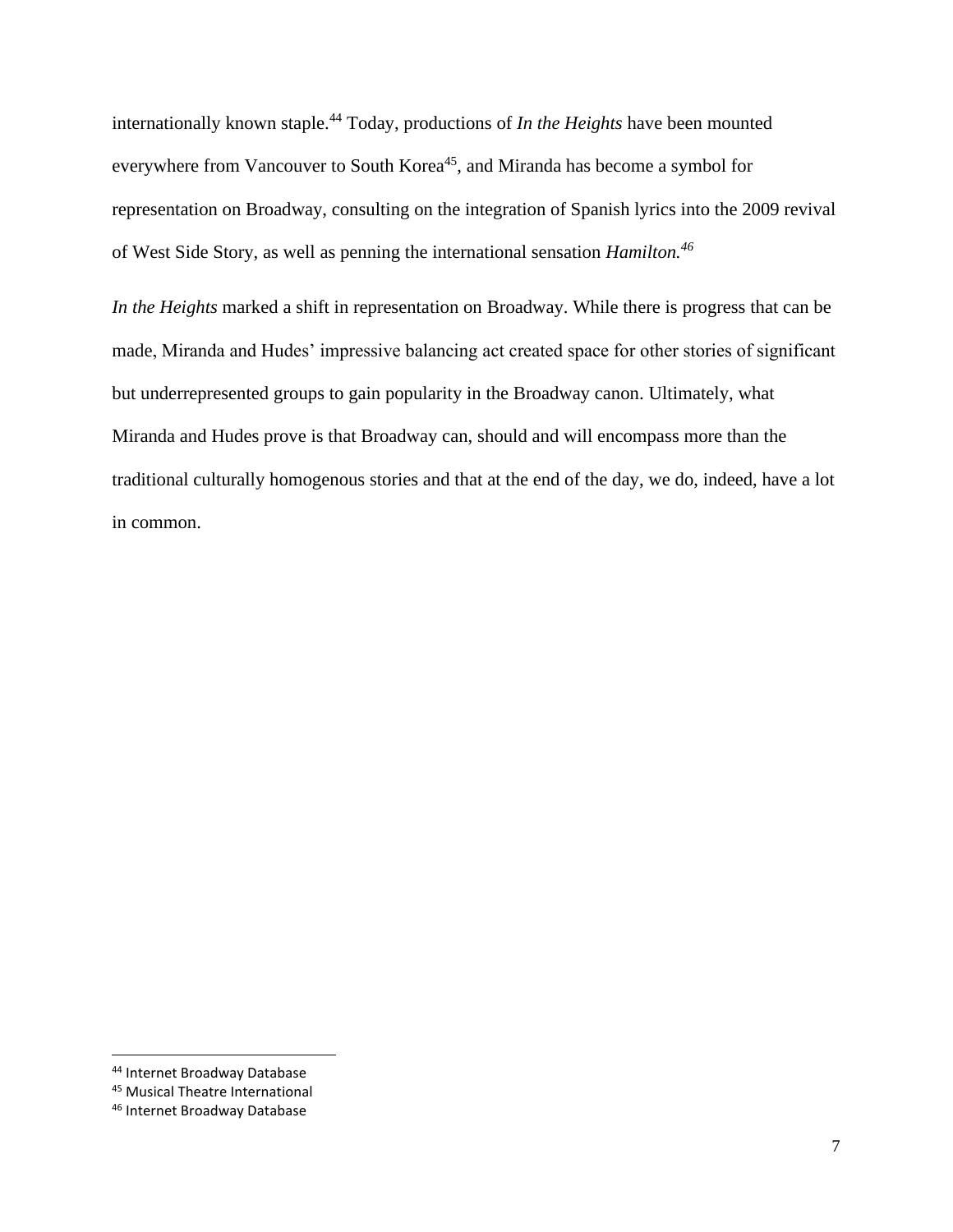internationally known staple.[44] Today, productions of *In the Heights* have been mounted everywhere from Vancouver to South Korea[45], and Miranda has become a symbol for representation on Broadway, consulting on the integration of Spanish lyrics into the 2009 revival of West Side Story, as well as penning the international sensation ***Hamilton.***[46]

*In the Heights* marked a shift in representation on Broadway. While there is progress that can be made, Miranda and Hudes' impressive balancing act created space for other stories of significant but underrepresented groups to gain popularity in the Broadway canon. Ultimately, what Miranda and Hudes prove is that Broadway can, should and will encompass more than the traditional culturally homogenous stories and that at the end of the day, we do, indeed, have a lot in common.

---

[44] Internet Broadway Database
[45] Musical Theatre International
[46] Internet Broadway Database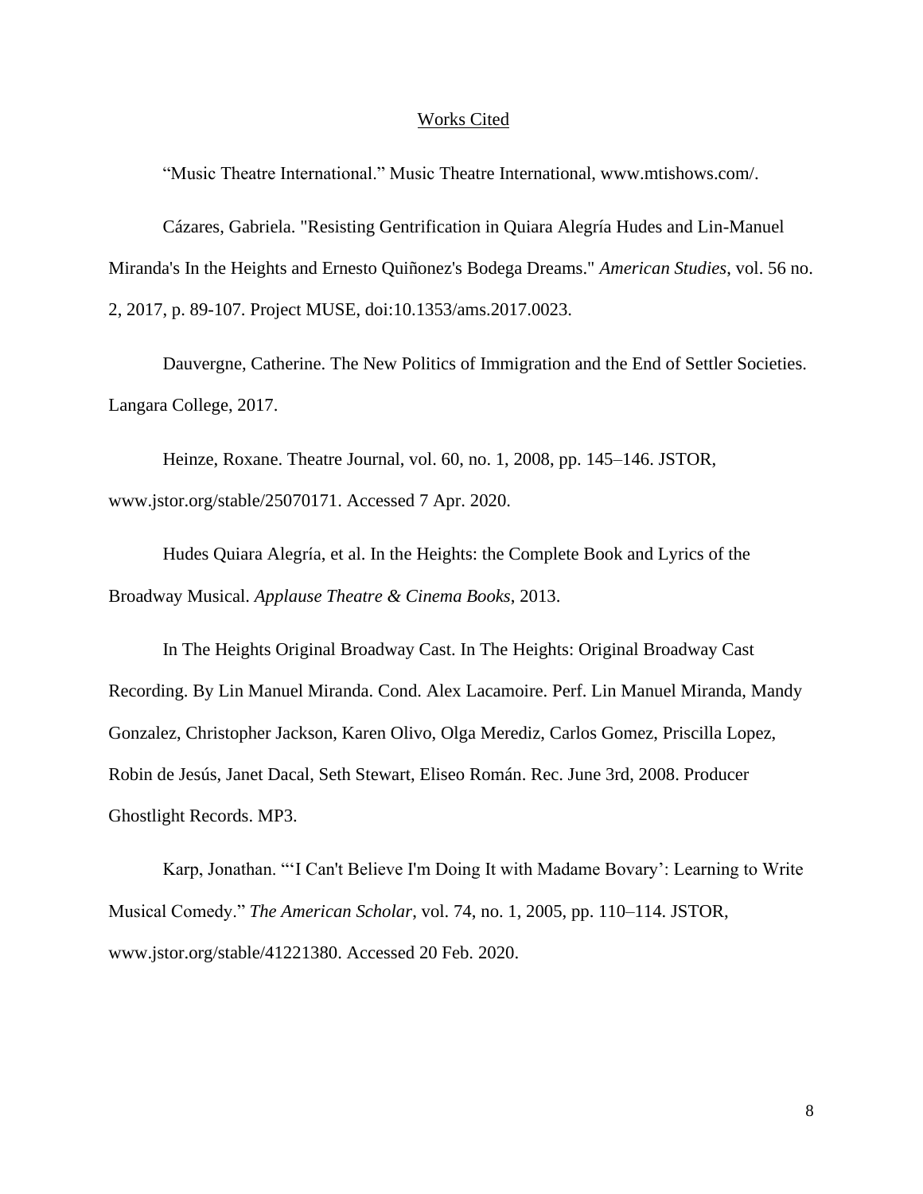# Works Cited

"Music Theatre International." Music Theatre International, www.mtishows.com/.

Cázares, Gabriela. "Resisting Gentrification in Quiara Alegría Hudes and Lin-Manuel Miranda's In the Heights and Ernesto Quiñonez's Bodega Dreams." *American Studies*, vol. 56 no. 2, 2017, p. 89-107. Project MUSE, doi:10.1353/ams.2017.0023.

Dauvergne, Catherine. The New Politics of Immigration and the End of Settler Societies. Langara College, 2017.

Heinze, Roxane. Theatre Journal, vol. 60, no. 1, 2008, pp. 145–146. JSTOR, www.jstor.org/stable/25070171. Accessed 7 Apr. 2020.

Hudes Quiara Alegría, et al. In the Heights: the Complete Book and Lyrics of the Broadway Musical. *Applause Theatre & Cinema Books*, 2013.

In The Heights Original Broadway Cast. In The Heights: Original Broadway Cast Recording. By Lin Manuel Miranda. Cond. Alex Lacamoire. Perf. Lin Manuel Miranda, Mandy Gonzalez, Christopher Jackson, Karen Olivo, Olga Merediz, Carlos Gomez, Priscilla Lopez, Robin de Jesús, Janet Dacal, Seth Stewart, Eliseo Román. Rec. June 3rd, 2008. Producer Ghostlight Records. MP3.

Karp, Jonathan. "'I Can't Believe I'm Doing It with Madame Bovary': Learning to Write Musical Comedy." *The American Scholar*, vol. 74, no. 1, 2005, pp. 110–114. JSTOR, www.jstor.org/stable/41221380. Accessed 20 Feb. 2020.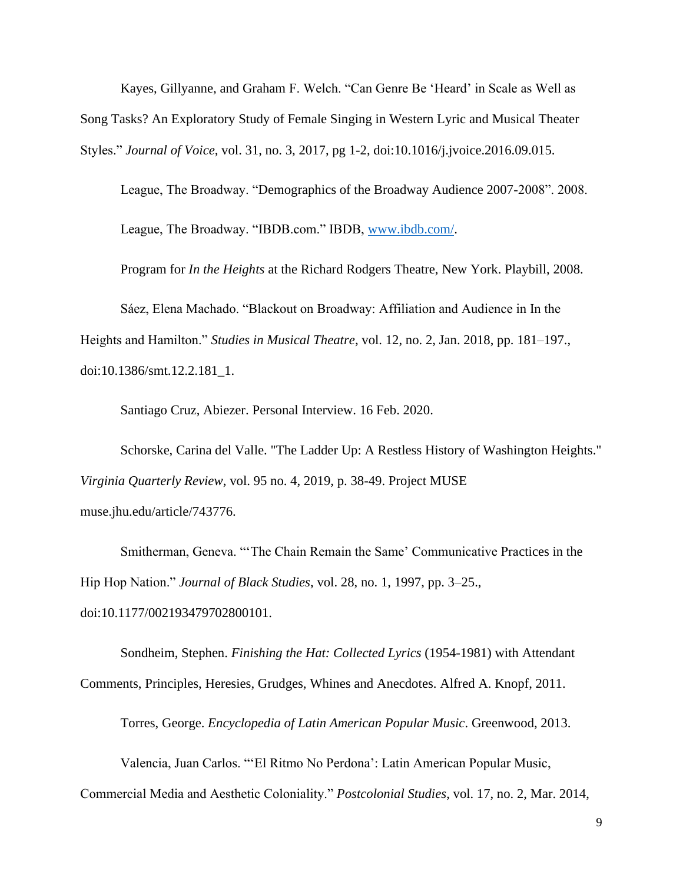Kayes, Gillyanne, and Graham F. Welch. "Can Genre Be 'Heard' in Scale as Well as Song Tasks? An Exploratory Study of Female Singing in Western Lyric and Musical Theater Styles." *Journal of Voice*, vol. 31, no. 3, 2017, pg 1-2, doi:10.1016/j.jvoice.2016.09.015.

League, The Broadway. "Demographics of the Broadway Audience 2007-2008". 2008.

League, The Broadway. "IBDB.com." IBDB, www.ibdb.com/.

Program for *In the Heights* at the Richard Rodgers Theatre, New York. Playbill, 2008.

Sáez, Elena Machado. "Blackout on Broadway: Affiliation and Audience in In the Heights and Hamilton." *Studies in Musical Theatre*, vol. 12, no. 2, Jan. 2018, pp. 181–197., doi:10.1386/smt.12.2.181_1.

Santiago Cruz, Abiezer. Personal Interview. 16 Feb. 2020.

Schorske, Carina del Valle. "The Ladder Up: A Restless History of Washington Heights." *Virginia Quarterly Review*, vol. 95 no. 4, 2019, p. 38-49. Project MUSE muse.jhu.edu/article/743776.

Smitherman, Geneva. "'The Chain Remain the Same' Communicative Practices in the Hip Hop Nation." *Journal of Black Studies*, vol. 28, no. 1, 1997, pp. 3–25., doi:10.1177/002193479702800101.

Sondheim, Stephen. *Finishing the Hat: Collected Lyrics* (1954-1981) with Attendant Comments, Principles, Heresies, Grudges, Whines and Anecdotes. Alfred A. Knopf, 2011.

Torres, George. *Encyclopedia of Latin American Popular Music*. Greenwood, 2013.

Valencia, Juan Carlos. "'El Ritmo No Perdona': Latin American Popular Music, Commercial Media and Aesthetic Coloniality." *Postcolonial Studies*, vol. 17, no. 2, Mar. 2014,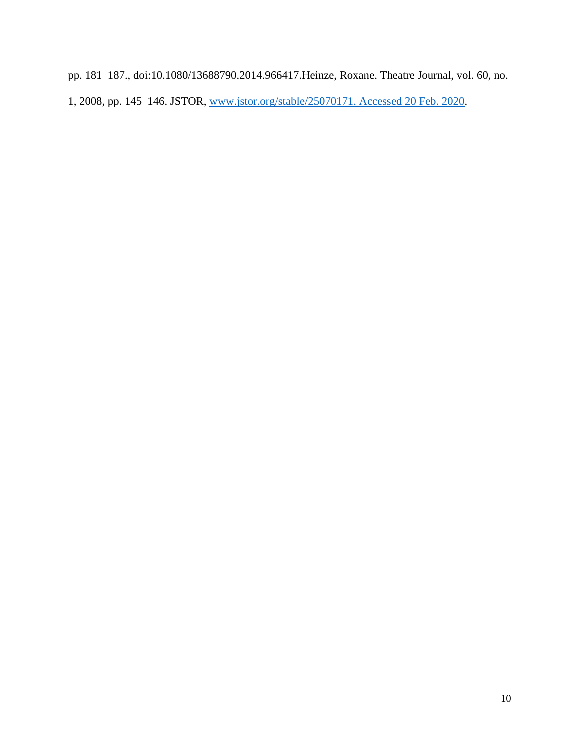pp. 181–187., doi:10.1080/13688790.2014.966417.Heinze, Roxane. Theatre Journal, vol. 60, no. 1, 2008, pp. 145–146. JSTOR, www.jstor.org/stable/25070171. Accessed 20 Feb. 2020.